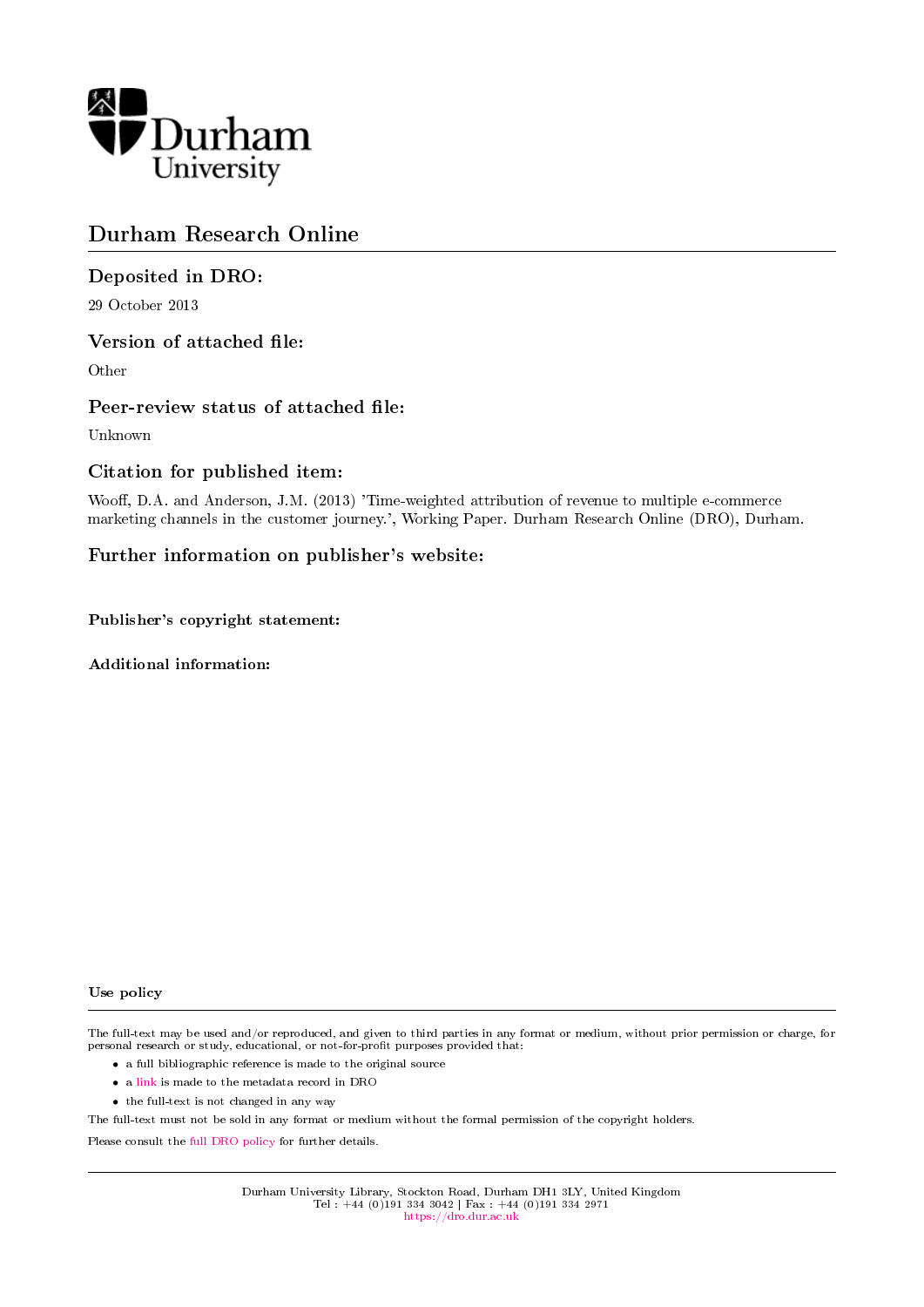Durham University

# Durham Research Online

## Deposited in DRO:

29 October 2013

## Version of attached file:

Other

## Peer-review status of attached file:

Unknown

## Citation for published item:

Wooff, D.A. and Anderson, J.M. (2013) 'Time-weighted attribution of revenue to multiple e-commerce marketing channels in the customer journey.', Working Paper. Durham Research Online (DRO), Durham.

## Further information on publisher's website:

**Publisher's copyright statement:**

**Additional information:**

**Use policy**

The full-text may be used and/or reproduced, and given to third parties in any format or medium, without prior permission or charge, for personal research or study, educational, or not-for-profit purposes provided that:

- a full bibliographic reference is made to the original source
- a link is made to the metadata record in DRO
- the full-text is not changed in any way

The full-text must not be sold in any format or medium without the formal permission of the copyright holders.

Please consult the full DRO policy for further details.

Durham University Library, Stockton Road, Durham DH1 3LY, United Kingdom
Tel : +44 (0)191 334 3042 | Fax : +44 (0)191 334 2971
https://dro.dur.ac.uk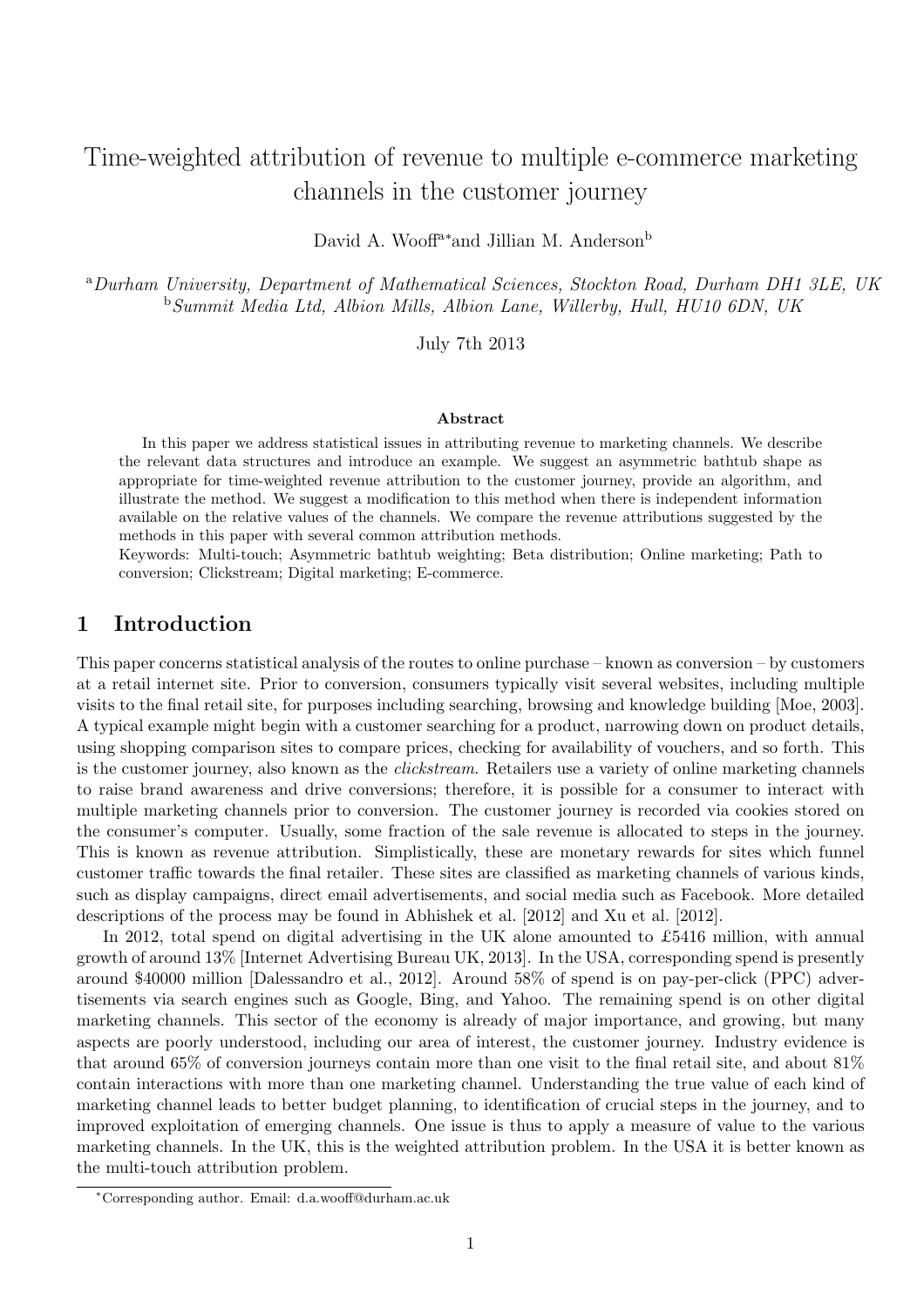# Time-weighted attribution of revenue to multiple e-commerce marketing channels in the customer journey

David A. Wooff[a*] and Jillian M. Anderson[b]

[a] *Durham University, Department of Mathematical Sciences, Stockton Road, Durham DH1 3LE, UK*
[b] *Summit Media Ltd, Albion Mills, Albion Lane, Willerby, Hull, HU10 6DN, UK*

July 7th 2013

### Abstract

In this paper we address statistical issues in attributing revenue to marketing channels. We describe the relevant data structures and introduce an example. We suggest an asymmetric bathtub shape as appropriate for time-weighted revenue attribution to the customer journey, provide an algorithm, and illustrate the method. We suggest a modification to this method when there is independent information available on the relative values of the channels. We compare the revenue attributions suggested by the methods in this paper with several common attribution methods.

Keywords: Multi-touch; Asymmetric bathtub weighting; Beta distribution; Online marketing; Path to conversion; Clickstream; Digital marketing; E-commerce.

## 1 Introduction

This paper concerns statistical analysis of the routes to online purchase – known as conversion – by customers at a retail internet site. Prior to conversion, consumers typically visit several websites, including multiple visits to the final retail site, for purposes including searching, browsing and knowledge building [Moe, 2003]. A typical example might begin with a customer searching for a product, narrowing down on product details, using shopping comparison sites to compare prices, checking for availability of vouchers, and so forth. This is the customer journey, also known as the *clickstream*. Retailers use a variety of online marketing channels to raise brand awareness and drive conversions; therefore, it is possible for a consumer to interact with multiple marketing channels prior to conversion. The customer journey is recorded via cookies stored on the consumer's computer. Usually, some fraction of the sale revenue is allocated to steps in the journey. This is known as revenue attribution. Simplistically, these are monetary rewards for sites which funnel customer traffic towards the final retailer. These sites are classified as marketing channels of various kinds, such as display campaigns, direct email advertisements, and social media such as Facebook. More detailed descriptions of the process may be found in Abhishek et al. [2012] and Xu et al. [2012].

In 2012, total spend on digital advertising in the UK alone amounted to £5416 million, with annual growth of around 13% [Internet Advertising Bureau UK, 2013]. In the USA, corresponding spend is presently around \$40000 million [Dalessandro et al., 2012]. Around 58% of spend is on pay-per-click (PPC) advertisements via search engines such as Google, Bing, and Yahoo. The remaining spend is on other digital marketing channels. This sector of the economy is already of major importance, and growing, but many aspects are poorly understood, including our area of interest, the customer journey. Industry evidence is that around 65% of conversion journeys contain more than one visit to the final retail site, and about 81% contain interactions with more than one marketing channel. Understanding the true value of each kind of marketing channel leads to better budget planning, to identification of crucial steps in the journey, and to improved exploitation of emerging channels. One issue is thus to apply a measure of value to the various marketing channels. In the UK, this is the weighted attribution problem. In the USA it is better known as the multi-touch attribution problem.

*Corresponding author. Email: d.a.wooff@durham.ac.uk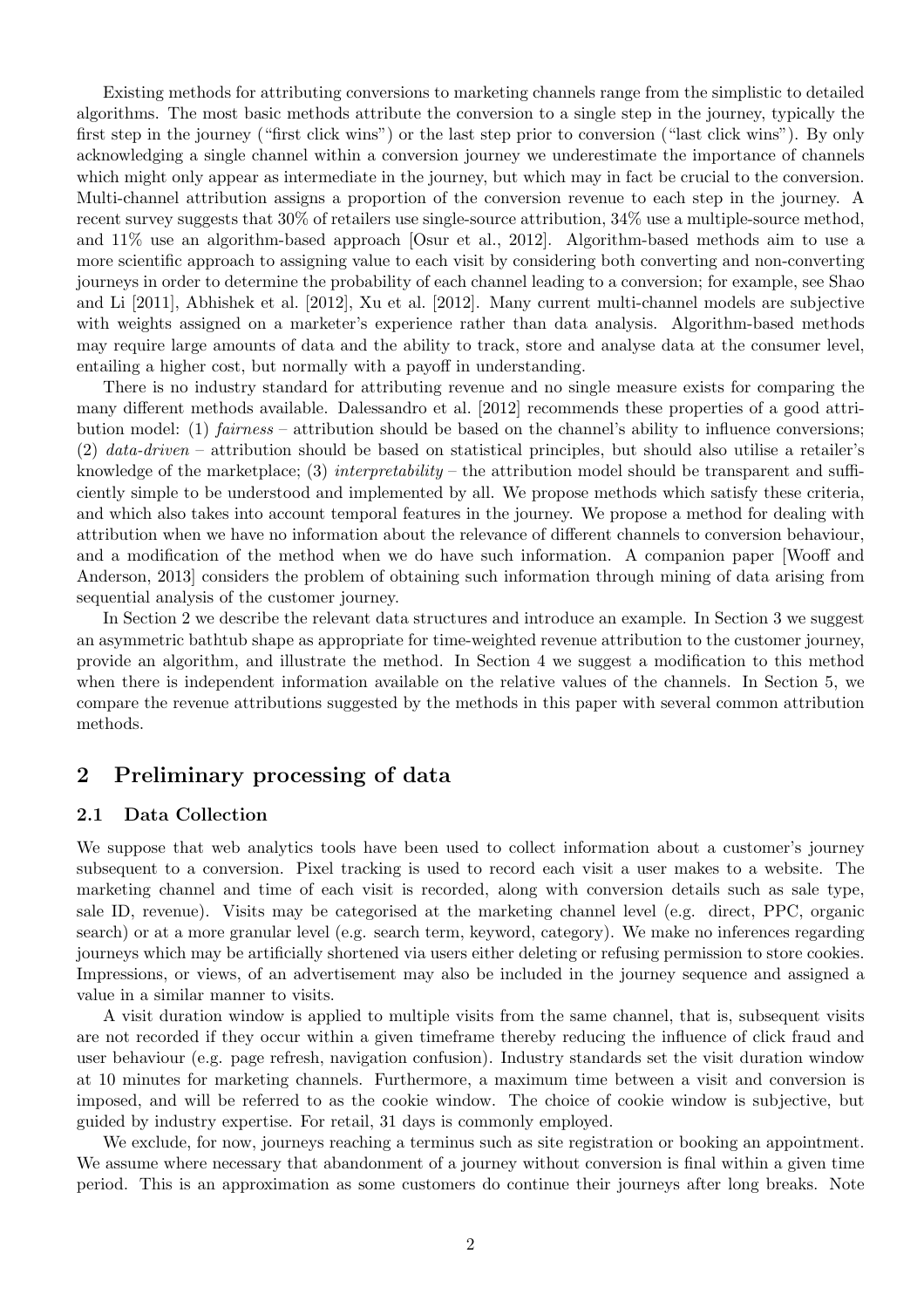Existing methods for attributing conversions to marketing channels range from the simplistic to detailed algorithms. The most basic methods attribute the conversion to a single step in the journey, typically the first step in the journey ("first click wins") or the last step prior to conversion ("last click wins"). By only acknowledging a single channel within a conversion journey we underestimate the importance of channels which might only appear as intermediate in the journey, but which may in fact be crucial to the conversion. Multi-channel attribution assigns a proportion of the conversion revenue to each step in the journey. A recent survey suggests that 30% of retailers use single-source attribution, 34% use a multiple-source method, and 11% use an algorithm-based approach [Osur et al., 2012]. Algorithm-based methods aim to use a more scientific approach to assigning value to each visit by considering both converting and non-converting journeys in order to determine the probability of each channel leading to a conversion; for example, see Shao and Li [2011], Abhishek et al. [2012], Xu et al. [2012]. Many current multi-channel models are subjective with weights assigned on a marketer's experience rather than data analysis. Algorithm-based methods may require large amounts of data and the ability to track, store and analyse data at the consumer level, entailing a higher cost, but normally with a payoff in understanding.

There is no industry standard for attributing revenue and no single measure exists for comparing the many different methods available. Dalessandro et al. [2012] recommends these properties of a good attribution model: (1) *fairness* – attribution should be based on the channel's ability to influence conversions; (2) *data-driven* – attribution should be based on statistical principles, but should also utilise a retailer's knowledge of the marketplace; (3) *interpretability* – the attribution model should be transparent and sufficiently simple to be understood and implemented by all. We propose methods which satisfy these criteria, and which also takes into account temporal features in the journey. We propose a method for dealing with attribution when we have no information about the relevance of different channels to conversion behaviour, and a modification of the method when we do have such information. A companion paper [Wooff and Anderson, 2013] considers the problem of obtaining such information through mining of data arising from sequential analysis of the customer journey.

In Section 2 we describe the relevant data structures and introduce an example. In Section 3 we suggest an asymmetric bathtub shape as appropriate for time-weighted revenue attribution to the customer journey, provide an algorithm, and illustrate the method. In Section 4 we suggest a modification to this method when there is independent information available on the relative values of the channels. In Section 5, we compare the revenue attributions suggested by the methods in this paper with several common attribution methods.

## 2 Preliminary processing of data

### 2.1 Data Collection

We suppose that web analytics tools have been used to collect information about a customer's journey subsequent to a conversion. Pixel tracking is used to record each visit a user makes to a website. The marketing channel and time of each visit is recorded, along with conversion details such as sale type, sale ID, revenue). Visits may be categorised at the marketing channel level (e.g. direct, PPC, organic search) or at a more granular level (e.g. search term, keyword, category). We make no inferences regarding journeys which may be artificially shortened via users either deleting or refusing permission to store cookies. Impressions, or views, of an advertisement may also be included in the journey sequence and assigned a value in a similar manner to visits.

A visit duration window is applied to multiple visits from the same channel, that is, subsequent visits are not recorded if they occur within a given timeframe thereby reducing the influence of click fraud and user behaviour (e.g. page refresh, navigation confusion). Industry standards set the visit duration window at 10 minutes for marketing channels. Furthermore, a maximum time between a visit and conversion is imposed, and will be referred to as the cookie window. The choice of cookie window is subjective, but guided by industry expertise. For retail, 31 days is commonly employed.

We exclude, for now, journeys reaching a terminus such as site registration or booking an appointment. We assume where necessary that abandonment of a journey without conversion is final within a given time period. This is an approximation as some customers do continue their journeys after long breaks. Note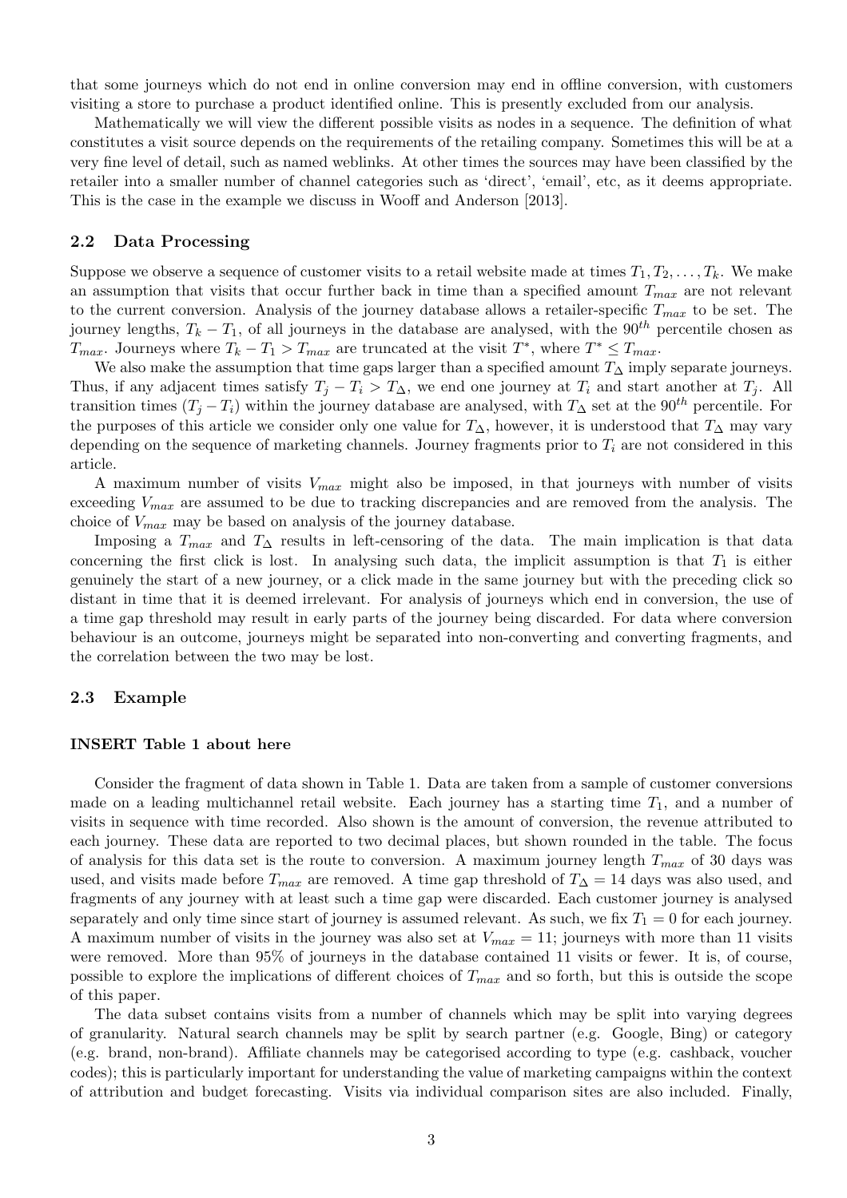that some journeys which do not end in online conversion may end in offline conversion, with customers visiting a store to purchase a product identified online. This is presently excluded from our analysis.

Mathematically we will view the different possible visits as nodes in a sequence. The definition of what constitutes a visit source depends on the requirements of the retailing company. Sometimes this will be at a very fine level of detail, such as named weblinks. At other times the sources may have been classified by the retailer into a smaller number of channel categories such as 'direct', 'email', etc, as it deems appropriate. This is the case in the example we discuss in Wooff and Anderson [2013].

### 2.2 Data Processing

Suppose we observe a sequence of customer visits to a retail website made at times $T_1, T_2, \ldots, T_k$. We make an assumption that visits that occur further back in time than a specified amount $T_{max}$ are not relevant to the current conversion. Analysis of the journey database allows a retailer-specific $T_{max}$ to be set. The journey lengths, $T_k - T_1$, of all journeys in the database are analysed, with the $90^{th}$ percentile chosen as $T_{max}$. Journeys where $T_k - T_1 > T_{max}$ are truncated at the visit $T^*$, where $T^* \leq T_{max}$.

We also make the assumption that time gaps larger than a specified amount $T_\Delta$ imply separate journeys. Thus, if any adjacent times satisfy $T_j - T_i > T_\Delta$, we end one journey at $T_i$ and start another at $T_j$. All transition times $(T_j - T_i)$ within the journey database are analysed, with $T_\Delta$ set at the $90^{th}$ percentile. For the purposes of this article we consider only one value for $T_\Delta$, however, it is understood that $T_\Delta$ may vary depending on the sequence of marketing channels. Journey fragments prior to $T_i$ are not considered in this article.

A maximum number of visits $V_{max}$ might also be imposed, in that journeys with number of visits exceeding $V_{max}$ are assumed to be due to tracking discrepancies and are removed from the analysis. The choice of $V_{max}$ may be based on analysis of the journey database.

Imposing a $T_{max}$ and $T_\Delta$ results in left-censoring of the data. The main implication is that data concerning the first click is lost. In analysing such data, the implicit assumption is that $T_1$ is either genuinely the start of a new journey, or a click made in the same journey but with the preceding click so distant in time that it is deemed irrelevant. For analysis of journeys which end in conversion, the use of a time gap threshold may result in early parts of the journey being discarded. For data where conversion behaviour is an outcome, journeys might be separated into non-converting and converting fragments, and the correlation between the two may be lost.

### 2.3 Example

**INSERT Table 1 about here**

Consider the fragment of data shown in Table 1. Data are taken from a sample of customer conversions made on a leading multichannel retail website. Each journey has a starting time $T_1$, and a number of visits in sequence with time recorded. Also shown is the amount of conversion, the revenue attributed to each journey. These data are reported to two decimal places, but shown rounded in the table. The focus of analysis for this data set is the route to conversion. A maximum journey length $T_{max}$ of 30 days was used, and visits made before $T_{max}$ are removed. A time gap threshold of $T_\Delta = 14$ days was also used, and fragments of any journey with at least such a time gap were discarded. Each customer journey is analysed separately and only time since start of journey is assumed relevant. As such, we fix $T_1 = 0$ for each journey. A maximum number of visits in the journey was also set at $V_{max} = 11$; journeys with more than 11 visits were removed. More than 95% of journeys in the database contained 11 visits or fewer. It is, of course, possible to explore the implications of different choices of $T_{max}$ and so forth, but this is outside the scope of this paper.

The data subset contains visits from a number of channels which may be split into varying degrees of granularity. Natural search channels may be split by search partner (e.g. Google, Bing) or category (e.g. brand, non-brand). Affiliate channels may be categorised according to type (e.g. cashback, voucher codes); this is particularly important for understanding the value of marketing campaigns within the context of attribution and budget forecasting. Visits via individual comparison sites are also included. Finally,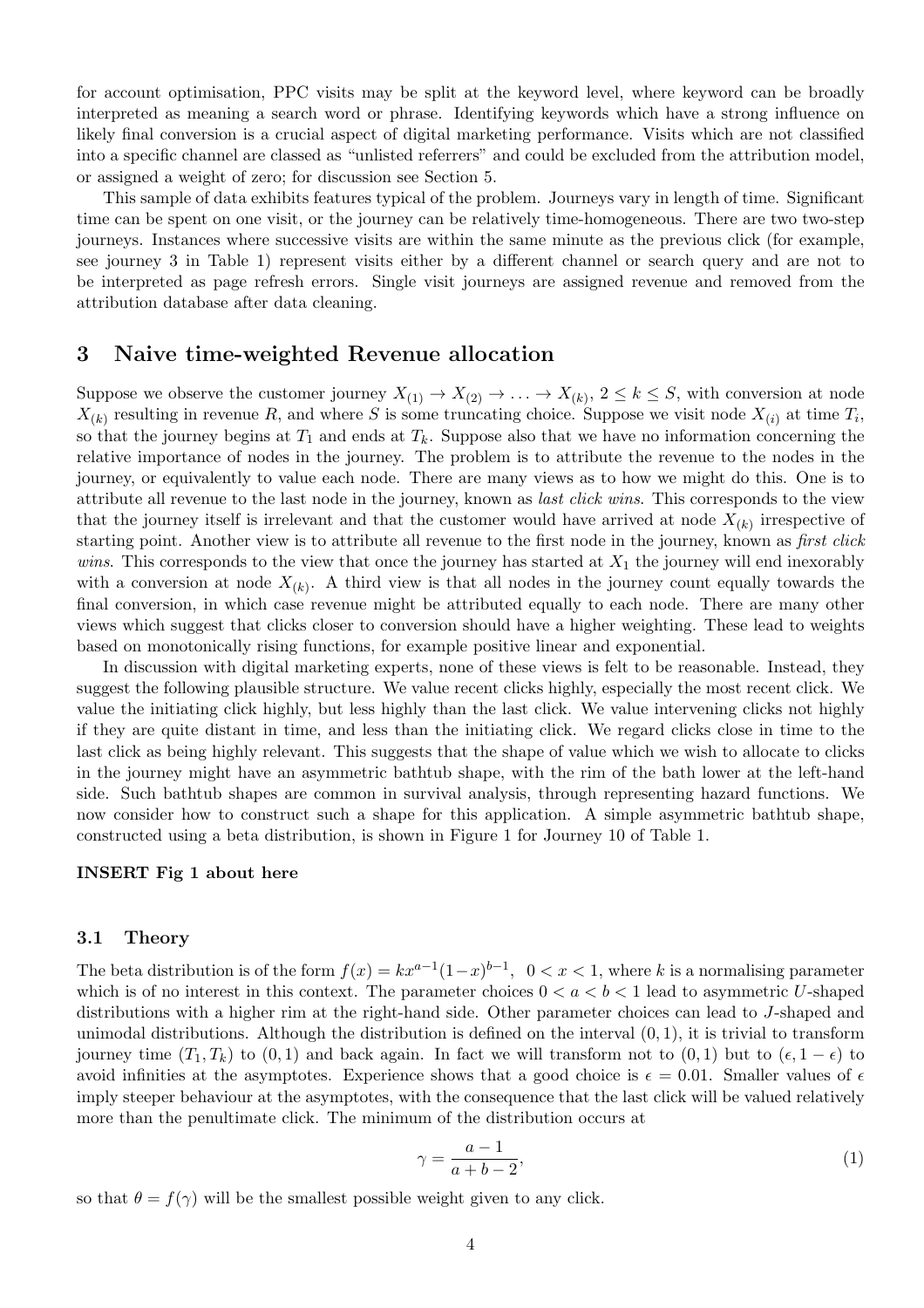for account optimisation, PPC visits may be split at the keyword level, where keyword can be broadly interpreted as meaning a search word or phrase. Identifying keywords which have a strong influence on likely final conversion is a crucial aspect of digital marketing performance. Visits which are not classified into a specific channel are classed as "unlisted referrers" and could be excluded from the attribution model, or assigned a weight of zero; for discussion see Section 5.

This sample of data exhibits features typical of the problem. Journeys vary in length of time. Significant time can be spent on one visit, or the journey can be relatively time-homogeneous. There are two two-step journeys. Instances where successive visits are within the same minute as the previous click (for example, see journey 3 in Table 1) represent visits either by a different channel or search query and are not to be interpreted as page refresh errors. Single visit journeys are assigned revenue and removed from the attribution database after data cleaning.

## 3 Naive time-weighted Revenue allocation

Suppose we observe the customer journey $X_{(1)} \to X_{(2)} \to \ldots \to X_{(k)}$, $2 \leq k \leq S$, with conversion at node $X_{(k)}$ resulting in revenue $R$, and where $S$ is some truncating choice. Suppose we visit node $X_{(i)}$ at time $T_i$, so that the journey begins at $T_1$ and ends at $T_k$. Suppose also that we have no information concerning the relative importance of nodes in the journey. The problem is to attribute the revenue to the nodes in the journey, or equivalently to value each node. There are many views as to how we might do this. One is to attribute all revenue to the last node in the journey, known as *last click wins*. This corresponds to the view that the journey itself is irrelevant and that the customer would have arrived at node $X_{(k)}$ irrespective of starting point. Another view is to attribute all revenue to the first node in the journey, known as *first click wins*. This corresponds to the view that once the journey has started at $X_1$ the journey will end inexorably with a conversion at node $X_{(k)}$. A third view is that all nodes in the journey count equally towards the final conversion, in which case revenue might be attributed equally to each node. There are many other views which suggest that clicks closer to conversion should have a higher weighting. These lead to weights based on monotonically rising functions, for example positive linear and exponential.

In discussion with digital marketing experts, none of these views is felt to be reasonable. Instead, they suggest the following plausible structure. We value recent clicks highly, especially the most recent click. We value the initiating click highly, but less highly than the last click. We value intervening clicks not highly if they are quite distant in time, and less than the initiating click. We regard clicks close in time to the last click as being highly relevant. This suggests that the shape of value which we wish to allocate to clicks in the journey might have an asymmetric bathtub shape, with the rim of the bath lower at the left-hand side. Such bathtub shapes are common in survival analysis, through representing hazard functions. We now consider how to construct such a shape for this application. A simple asymmetric bathtub shape, constructed using a beta distribution, is shown in Figure 1 for Journey 10 of Table 1.

**INSERT Fig 1 about here**

### 3.1 Theory

The beta distribution is of the form $f(x) = kx^{a-1}(1-x)^{b-1}$, $0 < x < 1$, where $k$ is a normalising parameter which is of no interest in this context. The parameter choices $0 < a < b < 1$ lead to asymmetric $U$-shaped distributions with a higher rim at the right-hand side. Other parameter choices can lead to $J$-shaped and unimodal distributions. Although the distribution is defined on the interval $(0, 1)$, it is trivial to transform journey time $(T_1, T_k)$ to $(0, 1)$ and back again. In fact we will transform not to $(0, 1)$ but to $(\epsilon, 1-\epsilon)$ to avoid infinities at the asymptotes. Experience shows that a good choice is $\epsilon = 0.01$. Smaller values of $\epsilon$ imply steeper behaviour at the asymptotes, with the consequence that the last click will be valued relatively more than the penultimate click. The minimum of the distribution occurs at

$$\gamma = \frac{a-1}{a+b-2}, \tag{1}$$

so that $\theta = f(\gamma)$ will be the smallest possible weight given to any click.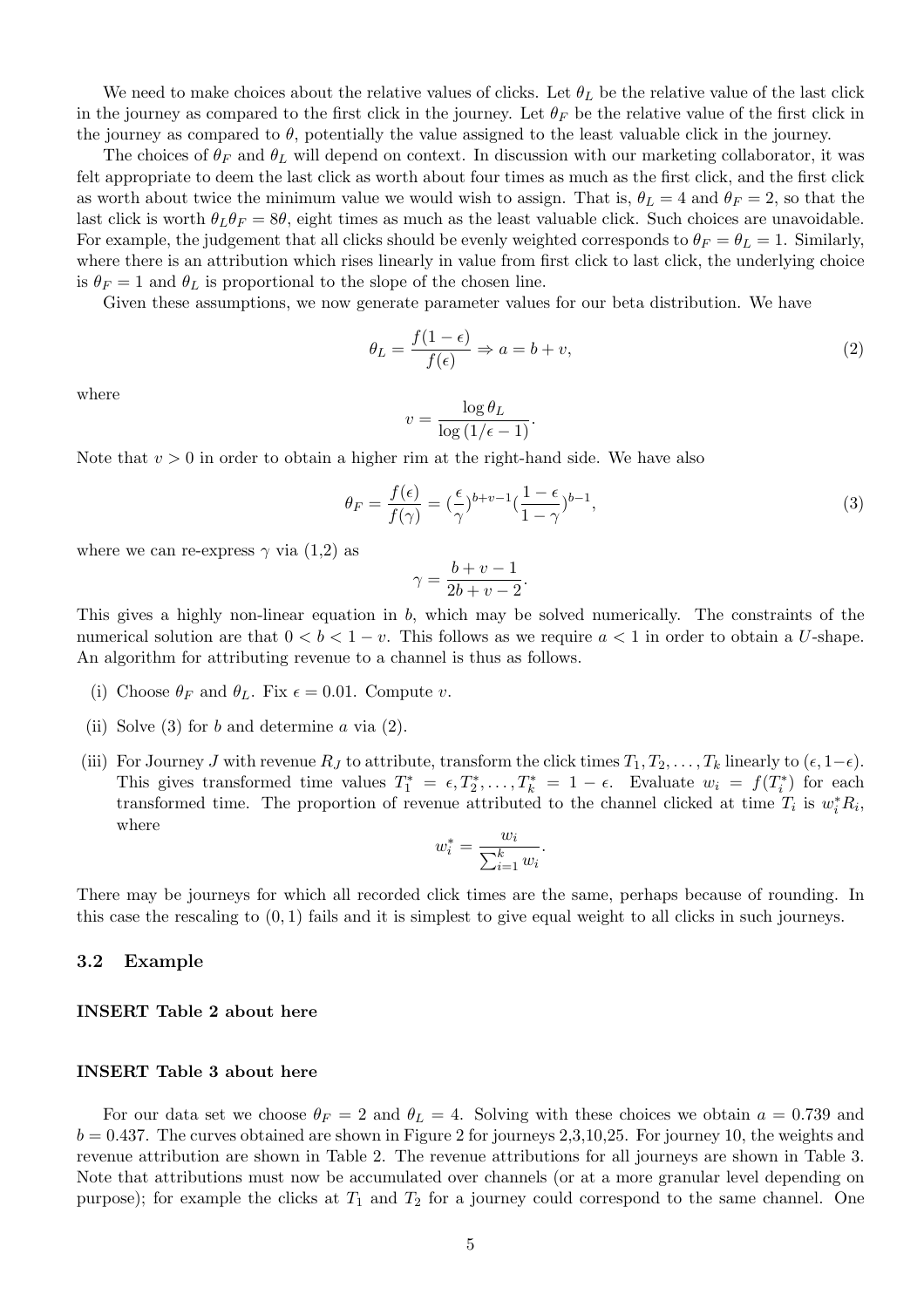We need to make choices about the relative values of clicks. Let $\theta_L$ be the relative value of the last click in the journey as compared to the first click in the journey. Let $\theta_F$ be the relative value of the first click in the journey as compared to $\theta$, potentially the value assigned to the least valuable click in the journey.

The choices of $\theta_F$ and $\theta_L$ will depend on context. In discussion with our marketing collaborator, it was felt appropriate to deem the last click as worth about four times as much as the first click, and the first click as worth about twice the minimum value we would wish to assign. That is, $\theta_L = 4$ and $\theta_F = 2$, so that the last click is worth $\theta_L \theta_F = 8\theta$, eight times as much as the least valuable click. Such choices are unavoidable. For example, the judgement that all clicks should be evenly weighted corresponds to $\theta_F = \theta_L = 1$. Similarly, where there is an attribution which rises linearly in value from first click to last click, the underlying choice is $\theta_F = 1$ and $\theta_L$ is proportional to the slope of the chosen line.

Given these assumptions, we now generate parameter values for our beta distribution. We have

$$\theta_L = \frac{f(1-\epsilon)}{f(\epsilon)} \Rightarrow a = b + v, \tag{2}$$

where

$$v = \frac{\log \theta_L}{\log(1/\epsilon - 1)}.$$

Note that $v > 0$ in order to obtain a higher rim at the right-hand side. We have also

$$\theta_F = \frac{f(\epsilon)}{f(\gamma)} = (\frac{\epsilon}{\gamma})^{b+v-1}(\frac{1-\epsilon}{1-\gamma})^{b-1}, \tag{3}$$

where we can re-express $\gamma$ via (1,2) as

$$\gamma = \frac{b+v-1}{2b+v-2}.$$

This gives a highly non-linear equation in $b$, which may be solved numerically. The constraints of the numerical solution are that $0 < b < 1 - v$. This follows as we require $a < 1$ in order to obtain a $U$-shape. An algorithm for attributing revenue to a channel is thus as follows.

(i) Choose $\theta_F$ and $\theta_L$. Fix $\epsilon = 0.01$. Compute $v$.

(ii) Solve (3) for $b$ and determine $a$ via (2).

(iii) For Journey $J$ with revenue $R_J$ to attribute, transform the click times $T_1, T_2, \ldots, T_k$ linearly to $(\epsilon, 1-\epsilon)$. This gives transformed time values $T_1^* = \epsilon, T_2^*, \ldots, T_k^* = 1-\epsilon$. Evaluate $w_i = f(T_i^*)$ for each transformed time. The proportion of revenue attributed to the channel clicked at time $T_i$ is $w_i^* R_i$, where

$$w_i^* = \frac{w_i}{\sum_{i=1}^{k} w_i}.$$

There may be journeys for which all recorded click times are the same, perhaps because of rounding. In this case the rescaling to $(0, 1)$ fails and it is simplest to give equal weight to all clicks in such journeys.

### 3.2 Example

**INSERT Table 2 about here**

**INSERT Table 3 about here**

For our data set we choose $\theta_F = 2$ and $\theta_L = 4$. Solving with these choices we obtain $a = 0.739$ and $b = 0.437$. The curves obtained are shown in Figure 2 for journeys 2,3,10,25. For journey 10, the weights and revenue attribution are shown in Table 2. The revenue attributions for all journeys are shown in Table 3. Note that attributions must now be accumulated over channels (or at a more granular level depending on purpose); for example the clicks at $T_1$ and $T_2$ for a journey could correspond to the same channel. One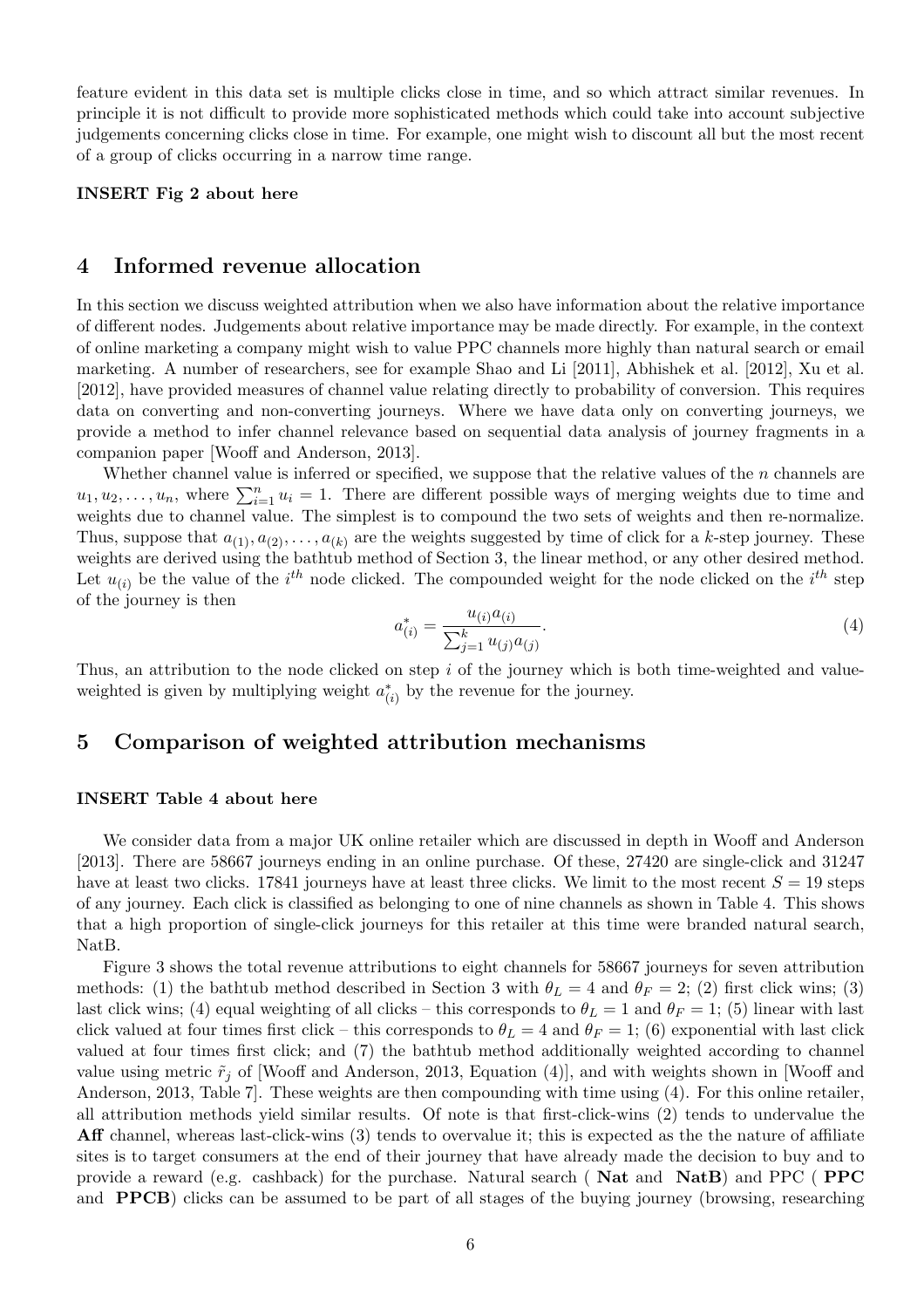feature evident in this data set is multiple clicks close in time, and so which attract similar revenues. In principle it is not difficult to provide more sophisticated methods which could take into account subjective judgements concerning clicks close in time. For example, one might wish to discount all but the most recent of a group of clicks occurring in a narrow time range.

**INSERT Fig 2 about here**

## 4 Informed revenue allocation

In this section we discuss weighted attribution when we also have information about the relative importance of different nodes. Judgements about relative importance may be made directly. For example, in the context of online marketing a company might wish to value PPC channels more highly than natural search or email marketing. A number of researchers, see for example Shao and Li [2011], Abhishek et al. [2012], Xu et al. [2012], have provided measures of channel value relating directly to probability of conversion. This requires data on converting and non-converting journeys. Where we have data only on converting journeys, we provide a method to infer channel relevance based on sequential data analysis of journey fragments in a companion paper [Wooff and Anderson, 2013].

Whether channel value is inferred or specified, we suppose that the relative values of the $n$ channels are $u_1, u_2, \ldots, u_n$, where $\sum_{i=1}^{n} u_i = 1$. There are different possible ways of merging weights due to time and weights due to channel value. The simplest is to compound the two sets of weights and then re-normalize. Thus, suppose that $a_{(1)}, a_{(2)}, \ldots, a_{(k)}$ are the weights suggested by time of click for a $k$-step journey. These weights are derived using the bathtub method of Section 3, the linear method, or any other desired method. Let $u_{(i)}$ be the value of the $i^{th}$ node clicked. The compounded weight for the node clicked on the $i^{th}$ step of the journey is then

$$a^*_{(i)} = \frac{u_{(i)} a_{(i)}}{\sum_{j=1}^{k} u_{(j)} a_{(j)}}. \tag{4}$$

Thus, an attribution to the node clicked on step $i$ of the journey which is both time-weighted and value-weighted is given by multiplying weight $a^*_{(i)}$ by the revenue for the journey.

## 5 Comparison of weighted attribution mechanisms

**INSERT Table 4 about here**

We consider data from a major UK online retailer which are discussed in depth in Wooff and Anderson [2013]. There are 58667 journeys ending in an online purchase. Of these, 27420 are single-click and 31247 have at least two clicks. 17841 journeys have at least three clicks. We limit to the most recent $S = 19$ steps of any journey. Each click is classified as belonging to one of nine channels as shown in Table 4. This shows that a high proportion of single-click journeys for this retailer at this time were branded natural search, NatB.

Figure 3 shows the total revenue attributions to eight channels for 58667 journeys for seven attribution methods: (1) the bathtub method described in Section 3 with $\theta_L = 4$ and $\theta_F = 2$; (2) first click wins; (3) last click wins; (4) equal weighting of all clicks – this corresponds to $\theta_L = 1$ and $\theta_F = 1$; (5) linear with last click valued at four times first click – this corresponds to $\theta_L = 4$ and $\theta_F = 1$; (6) exponential with last click valued at four times first click; and (7) the bathtub method additionally weighted according to channel value using metric $\tilde{r}_j$ of [Wooff and Anderson, 2013, Equation (4)], and with weights shown in [Wooff and Anderson, 2013, Table 7]. These weights are then compounding with time using (4). For this online retailer, all attribution methods yield similar results. Of note is that first-click-wins (2) tends to undervalue the **Aff** channel, whereas last-click-wins (3) tends to overvalue it; this is expected as the the nature of affiliate sites is to target consumers at the end of their journey that have already made the decision to buy and to provide a reward (e.g. cashback) for the purchase. Natural search ( **Nat** and **NatB**) and PPC ( **PPC** and **PPCB**) clicks can be assumed to be part of all stages of the buying journey (browsing, researching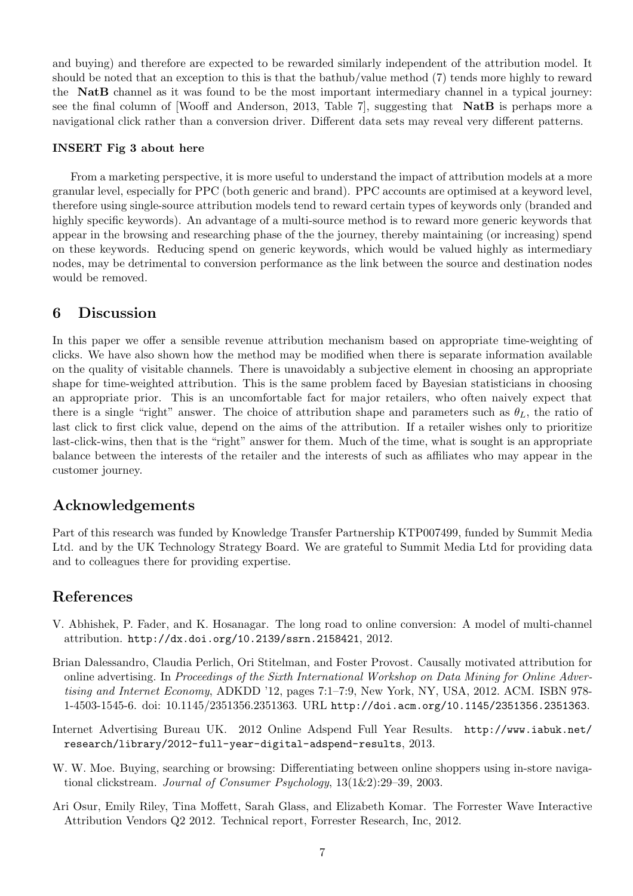and buying) and therefore are expected to be rewarded similarly independent of the attribution model. It should be noted that an exception to this is that the bathub/value method (7) tends more highly to reward the **NatB** channel as it was found to be the most important intermediary channel in a typical journey: see the final column of [Wooff and Anderson, 2013, Table 7], suggesting that **NatB** is perhaps more a navigational click rather than a conversion driver. Different data sets may reveal very different patterns.

**INSERT Fig 3 about here**

From a marketing perspective, it is more useful to understand the impact of attribution models at a more granular level, especially for PPC (both generic and brand). PPC accounts are optimised at a keyword level, therefore using single-source attribution models tend to reward certain types of keywords only (branded and highly specific keywords). An advantage of a multi-source method is to reward more generic keywords that appear in the browsing and researching phase of the the journey, thereby maintaining (or increasing) spend on these keywords. Reducing spend on generic keywords, which would be valued highly as intermediary nodes, may be detrimental to conversion performance as the link between the source and destination nodes would be removed.

## 6 Discussion

In this paper we offer a sensible revenue attribution mechanism based on appropriate time-weighting of clicks. We have also shown how the method may be modified when there is separate information available on the quality of visitable channels. There is unavoidably a subjective element in choosing an appropriate shape for time-weighted attribution. This is the same problem faced by Bayesian statisticians in choosing an appropriate prior. This is an uncomfortable fact for major retailers, who often naively expect that there is a single "right" answer. The choice of attribution shape and parameters such as $\theta_L$, the ratio of last click to first click value, depend on the aims of the attribution. If a retailer wishes only to prioritize last-click-wins, then that is the "right" answer for them. Much of the time, what is sought is an appropriate balance between the interests of the retailer and the interests of such as affiliates who may appear in the customer journey.

## Acknowledgements

Part of this research was funded by Knowledge Transfer Partnership KTP007499, funded by Summit Media Ltd. and by the UK Technology Strategy Board. We are grateful to Summit Media Ltd for providing data and to colleagues there for providing expertise.

## References

V. Abhishek, P. Fader, and K. Hosanagar. The long road to online conversion: A model of multi-channel attribution. http://dx.doi.org/10.2139/ssrn.2158421, 2012.

Brian Dalessandro, Claudia Perlich, Ori Stitelman, and Foster Provost. Causally motivated attribution for online advertising. In *Proceedings of the Sixth International Workshop on Data Mining for Online Advertising and Internet Economy*, ADKDD '12, pages 7:1–7:9, New York, NY, USA, 2012. ACM. ISBN 978-1-4503-1545-6. doi: 10.1145/2351356.2351363. URL http://doi.acm.org/10.1145/2351356.2351363.

Internet Advertising Bureau UK. 2012 Online Adspend Full Year Results. http://www.iabuk.net/research/library/2012-full-year-digital-adspend-results, 2013.

W. W. Moe. Buying, searching or browsing: Differentiating between online shoppers using in-store navigational clickstream. *Journal of Consumer Psychology*, 13(1&2):29–39, 2003.

Ari Osur, Emily Riley, Tina Moffett, Sarah Glass, and Elizabeth Komar. The Forrester Wave Interactive Attribution Vendors Q2 2012. Technical report, Forrester Research, Inc, 2012.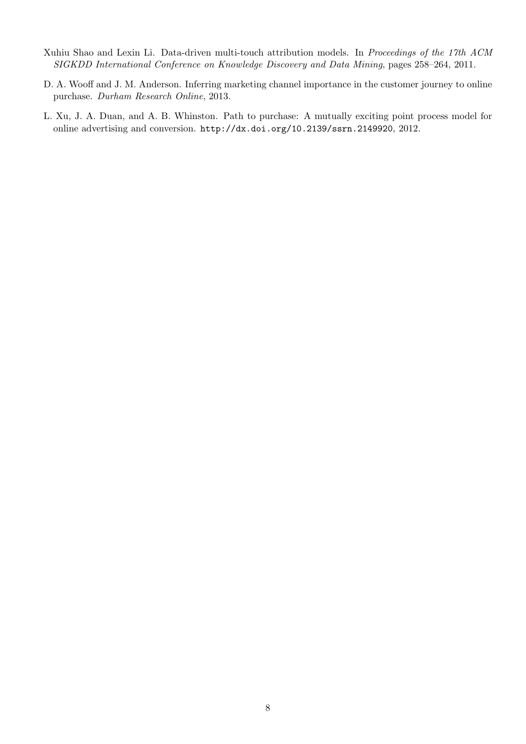Xuhiu Shao and Lexin Li. Data-driven multi-touch attribution models. In *Proceedings of the 17th ACM SIGKDD International Conference on Knowledge Discovery and Data Mining*, pages 258–264, 2011.

D. A. Wooff and J. M. Anderson. Inferring marketing channel importance in the customer journey to online purchase. *Durham Research Online*, 2013.

L. Xu, J. A. Duan, and A. B. Whinston. Path to purchase: A mutually exciting point process model for online advertising and conversion. `http://dx.doi.org/10.2139/ssrn.2149920`, 2012.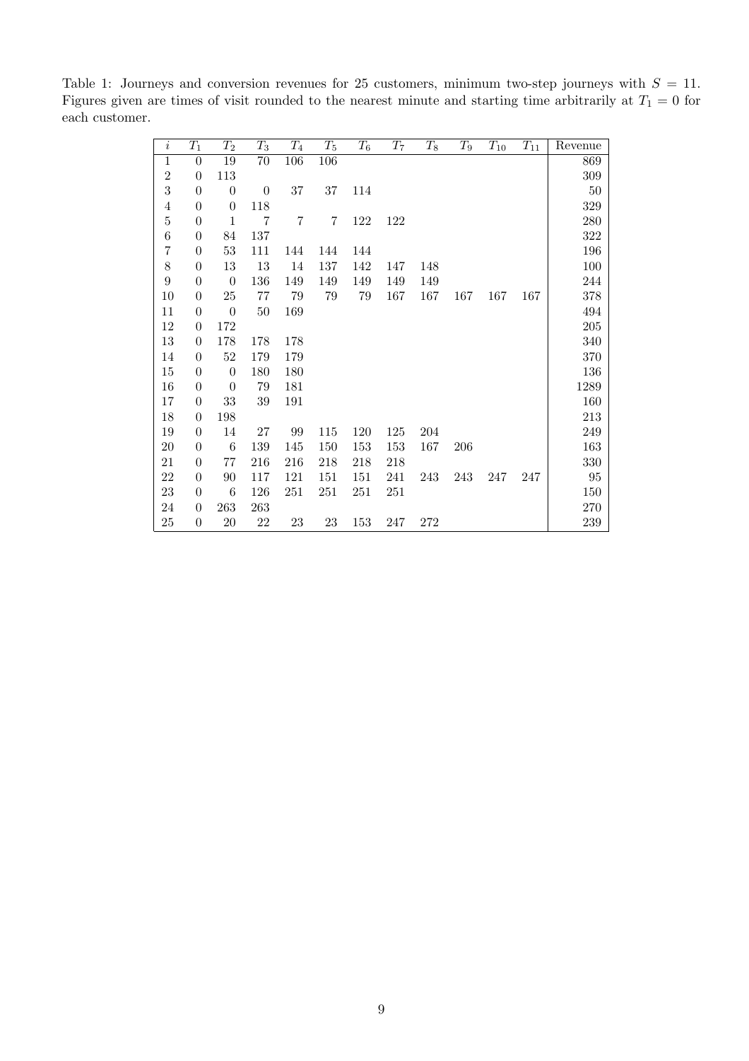Table 1: Journeys and conversion revenues for 25 customers, minimum two-step journeys with $S = 11$. Figures given are times of visit rounded to the nearest minute and starting time arbitrarily at $T_1 = 0$ for each customer.

| $i$ | $T_1$ | $T_2$ | $T_3$ | $T_4$ | $T_5$ | $T_6$ | $T_7$ | $T_8$ | $T_9$ | $T_{10}$ | $T_{11}$ | Revenue |
|---|---|---|---|---|---|---|---|---|---|---|---|---|
| 1 | 0 | 19 | 70 | 106 | 106 | | | | | | | 869 |
| 2 | 0 | 113 | | | | | | | | | | 309 |
| 3 | 0 | 0 | 0 | 37 | 37 | 114 | | | | | | 50 |
| 4 | 0 | 0 | 118 | | | | | | | | | 329 |
| 5 | 0 | 1 | 7 | 7 | 7 | 122 | 122 | | | | | 280 |
| 6 | 0 | 84 | 137 | | | | | | | | | 322 |
| 7 | 0 | 53 | 111 | 144 | 144 | 144 | | | | | | 196 |
| 8 | 0 | 13 | 13 | 14 | 137 | 142 | 147 | 148 | | | | 100 |
| 9 | 0 | 0 | 136 | 149 | 149 | 149 | 149 | 149 | | | | 244 |
| 10 | 0 | 25 | 77 | 79 | 79 | 79 | 167 | 167 | 167 | 167 | 167 | 378 |
| 11 | 0 | 0 | 50 | 169 | | | | | | | | 494 |
| 12 | 0 | 172 | | | | | | | | | | 205 |
| 13 | 0 | 178 | 178 | 178 | | | | | | | | 340 |
| 14 | 0 | 52 | 179 | 179 | | | | | | | | 370 |
| 15 | 0 | 0 | 180 | 180 | | | | | | | | 136 |
| 16 | 0 | 0 | 79 | 181 | | | | | | | | 1289 |
| 17 | 0 | 33 | 39 | 191 | | | | | | | | 160 |
| 18 | 0 | 198 | | | | | | | | | | 213 |
| 19 | 0 | 14 | 27 | 99 | 115 | 120 | 125 | 204 | | | | 249 |
| 20 | 0 | 6 | 139 | 145 | 150 | 153 | 153 | 167 | 206 | | | 163 |
| 21 | 0 | 77 | 216 | 216 | 218 | 218 | 218 | | | | | 330 |
| 22 | 0 | 90 | 117 | 121 | 151 | 151 | 241 | 243 | 243 | 247 | 247 | 95 |
| 23 | 0 | 6 | 126 | 251 | 251 | 251 | 251 | | | | | 150 |
| 24 | 0 | 263 | 263 | | | | | | | | | 270 |
| 25 | 0 | 20 | 22 | 23 | 23 | 153 | 247 | 272 | | | | 239 |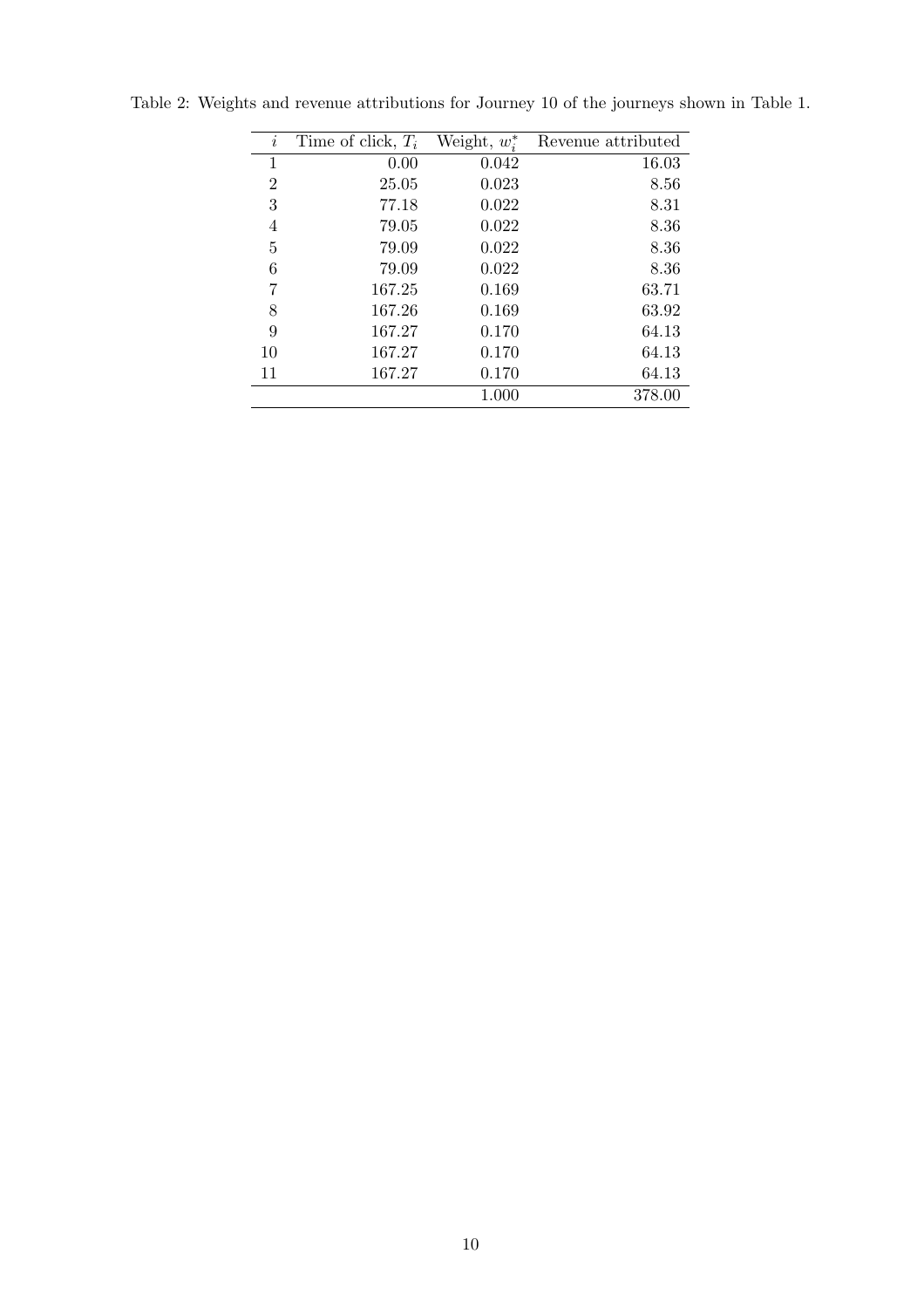Table 2: Weights and revenue attributions for Journey 10 of the journeys shown in Table 1.

| $i$ | Time of click, $T_i$ | Weight, $w_i^*$ | Revenue attributed |
|---|---|---|---|
| 1 | 0.00 | 0.042 | 16.03 |
| 2 | 25.05 | 0.023 | 8.56 |
| 3 | 77.18 | 0.022 | 8.31 |
| 4 | 79.05 | 0.022 | 8.36 |
| 5 | 79.09 | 0.022 | 8.36 |
| 6 | 79.09 | 0.022 | 8.36 |
| 7 | 167.25 | 0.169 | 63.71 |
| 8 | 167.26 | 0.169 | 63.92 |
| 9 | 167.27 | 0.170 | 64.13 |
| 10 | 167.27 | 0.170 | 64.13 |
| 11 | 167.27 | 0.170 | 64.13 |
| | | 1.000 | 378.00 |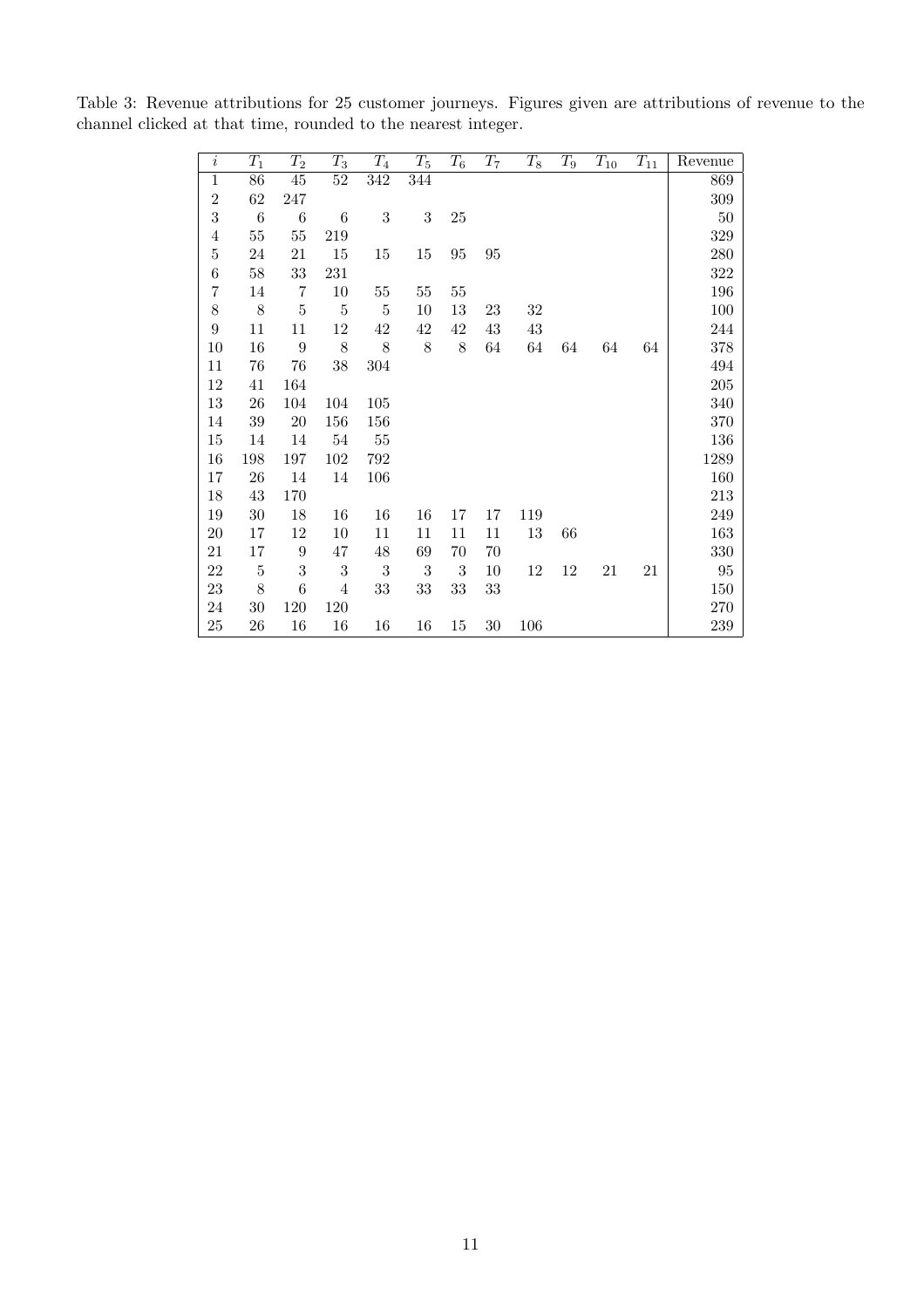Table 3: Revenue attributions for 25 customer journeys. Figures given are attributions of revenue to the channel clicked at that time, rounded to the nearest integer.

| $i$ | $T_1$ | $T_2$ | $T_3$ | $T_4$ | $T_5$ | $T_6$ | $T_7$ | $T_8$ | $T_9$ | $T_{10}$ | $T_{11}$ | Revenue |
|---|---|---|---|---|---|---|---|---|---|---|---|---|
| 1 | 86 | 45 | 52 | 342 | 344 | | | | | | | 869 |
| 2 | 62 | 247 | | | | | | | | | | 309 |
| 3 | 6 | 6 | 6 | 3 | 3 | 25 | | | | | | 50 |
| 4 | 55 | 55 | 219 | | | | | | | | | 329 |
| 5 | 24 | 21 | 15 | 15 | 15 | 95 | 95 | | | | | 280 |
| 6 | 58 | 33 | 231 | | | | | | | | | 322 |
| 7 | 14 | 7 | 10 | 55 | 55 | 55 | | | | | | 196 |
| 8 | 8 | 5 | 5 | 5 | 10 | 13 | 23 | 32 | | | | 100 |
| 9 | 11 | 11 | 12 | 42 | 42 | 42 | 43 | 43 | | | | 244 |
| 10 | 16 | 9 | 8 | 8 | 8 | 8 | 64 | 64 | 64 | 64 | 64 | 378 |
| 11 | 76 | 76 | 38 | 304 | | | | | | | | 494 |
| 12 | 41 | 164 | | | | | | | | | | 205 |
| 13 | 26 | 104 | 104 | 105 | | | | | | | | 340 |
| 14 | 39 | 20 | 156 | 156 | | | | | | | | 370 |
| 15 | 14 | 14 | 54 | 55 | | | | | | | | 136 |
| 16 | 198 | 197 | 102 | 792 | | | | | | | | 1289 |
| 17 | 26 | 14 | 14 | 106 | | | | | | | | 160 |
| 18 | 43 | 170 | | | | | | | | | | 213 |
| 19 | 30 | 18 | 16 | 16 | 16 | 17 | 17 | 119 | | | | 249 |
| 20 | 17 | 12 | 10 | 11 | 11 | 11 | 11 | 13 | 66 | | | 163 |
| 21 | 17 | 9 | 47 | 48 | 69 | 70 | 70 | | | | | 330 |
| 22 | 5 | 3 | 3 | 3 | 3 | 3 | 10 | 12 | 12 | 21 | 21 | 95 |
| 23 | 8 | 6 | 4 | 33 | 33 | 33 | 33 | | | | | 150 |
| 24 | 30 | 120 | 120 | | | | | | | | | 270 |
| 25 | 26 | 16 | 16 | 16 | 16 | 15 | 30 | 106 | | | | 239 |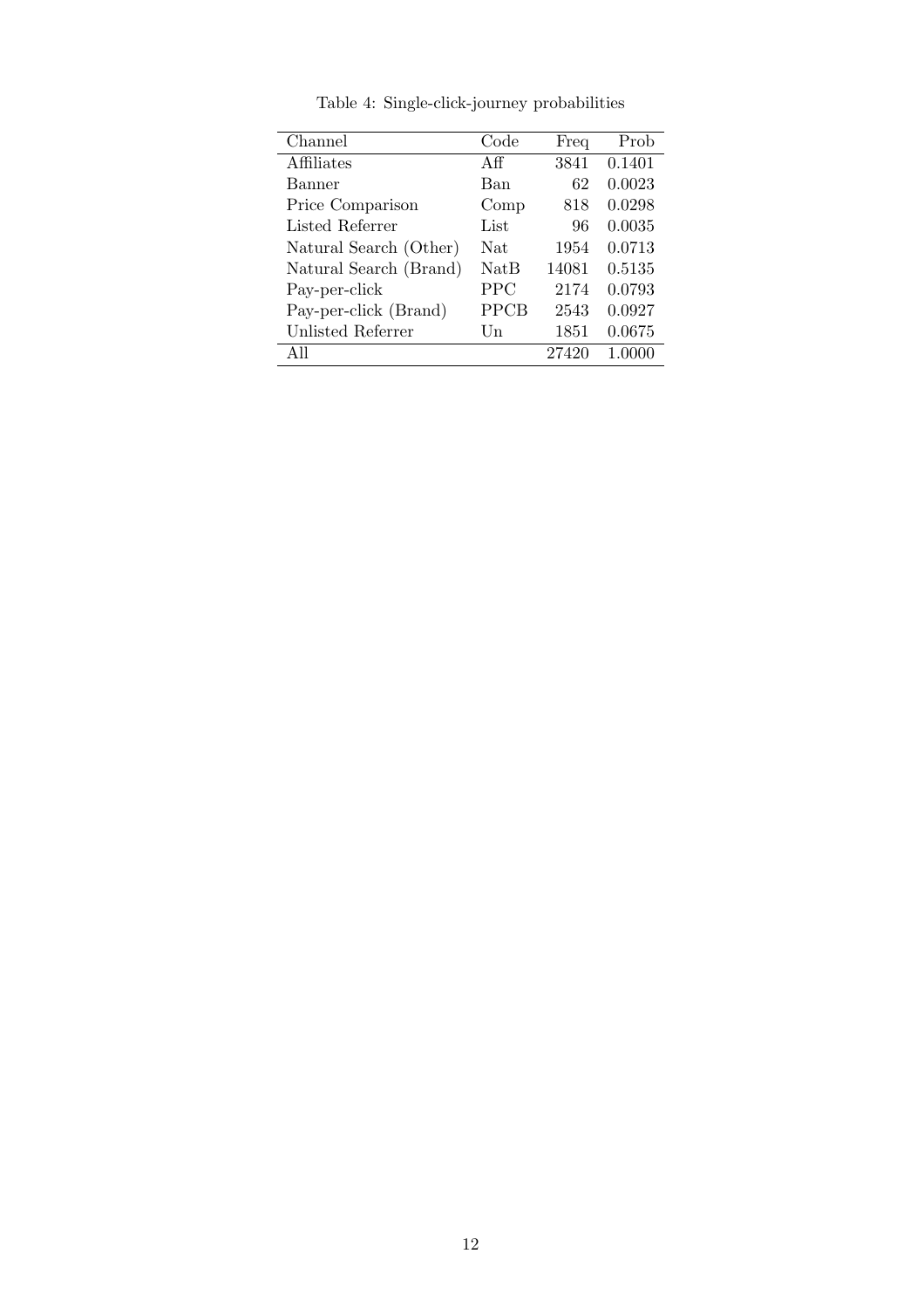Table 4: Single-click-journey probabilities

| Channel | Code | Freq | Prob |
|---|---|---|---|
| Affiliates | Aff | 3841 | 0.1401 |
| Banner | Ban | 62 | 0.0023 |
| Price Comparison | Comp | 818 | 0.0298 |
| Listed Referrer | List | 96 | 0.0035 |
| Natural Search (Other) | Nat | 1954 | 0.0713 |
| Natural Search (Brand) | NatB | 14081 | 0.5135 |
| Pay-per-click | PPC | 2174 | 0.0793 |
| Pay-per-click (Brand) | PPCB | 2543 | 0.0927 |
| Unlisted Referrer | Un | 1851 | 0.0675 |
| All | | 27420 | 1.0000 |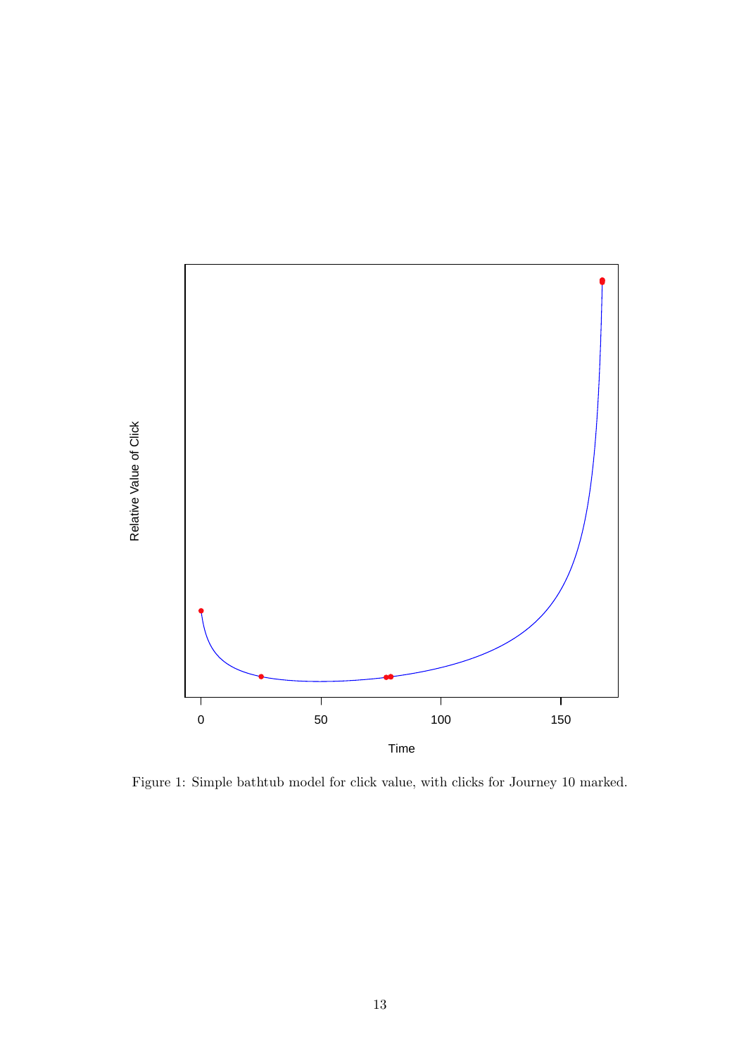Figure 1: Simple bathtub model for click value, with clicks for Journey 10 marked.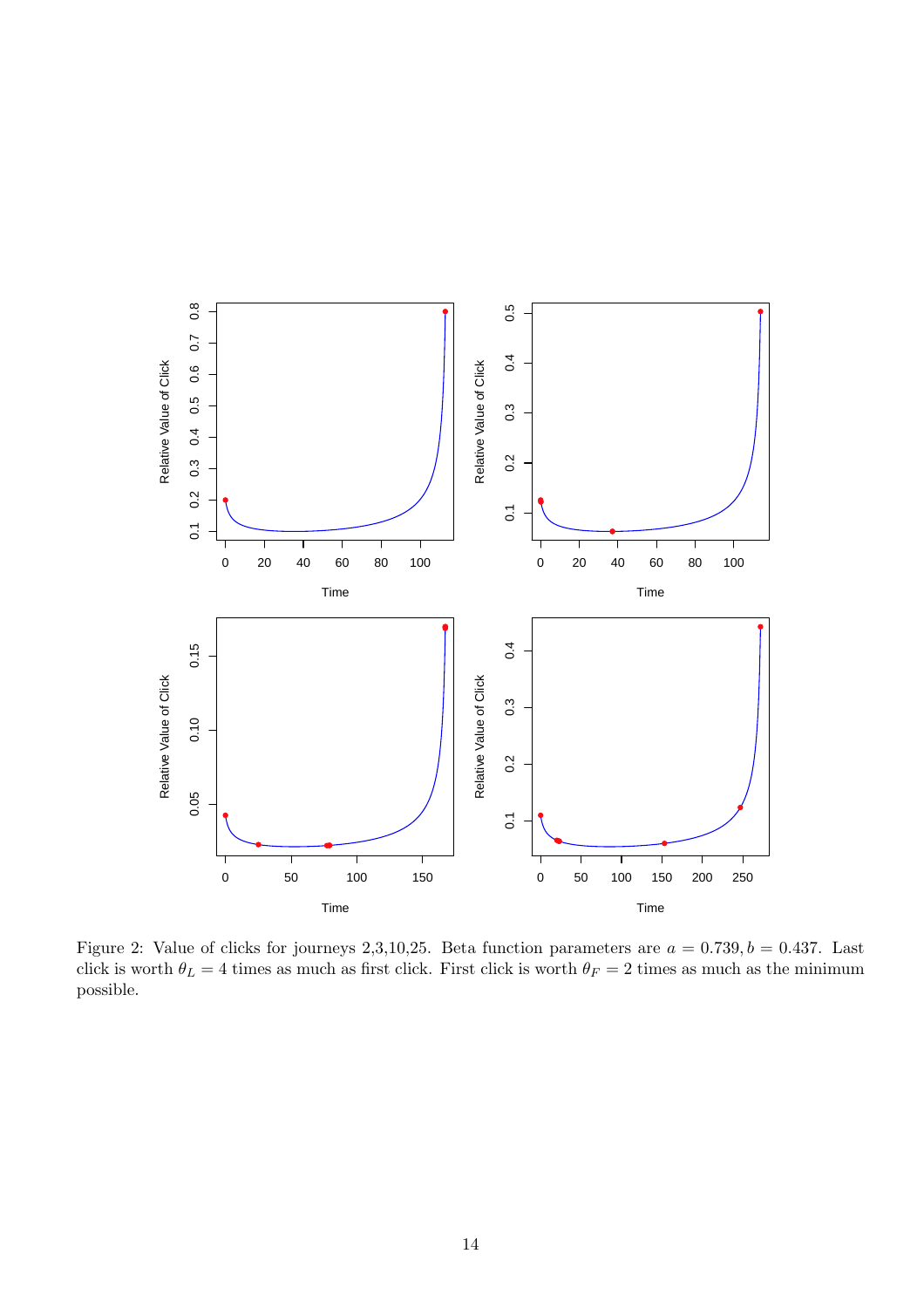Figure 2: Value of clicks for journeys 2,3,10,25. Beta function parameters are $a = 0.739, b = 0.437$. Last click is worth $\theta_L = 4$ times as much as first click. First click is worth $\theta_F = 2$ times as much as the minimum possible.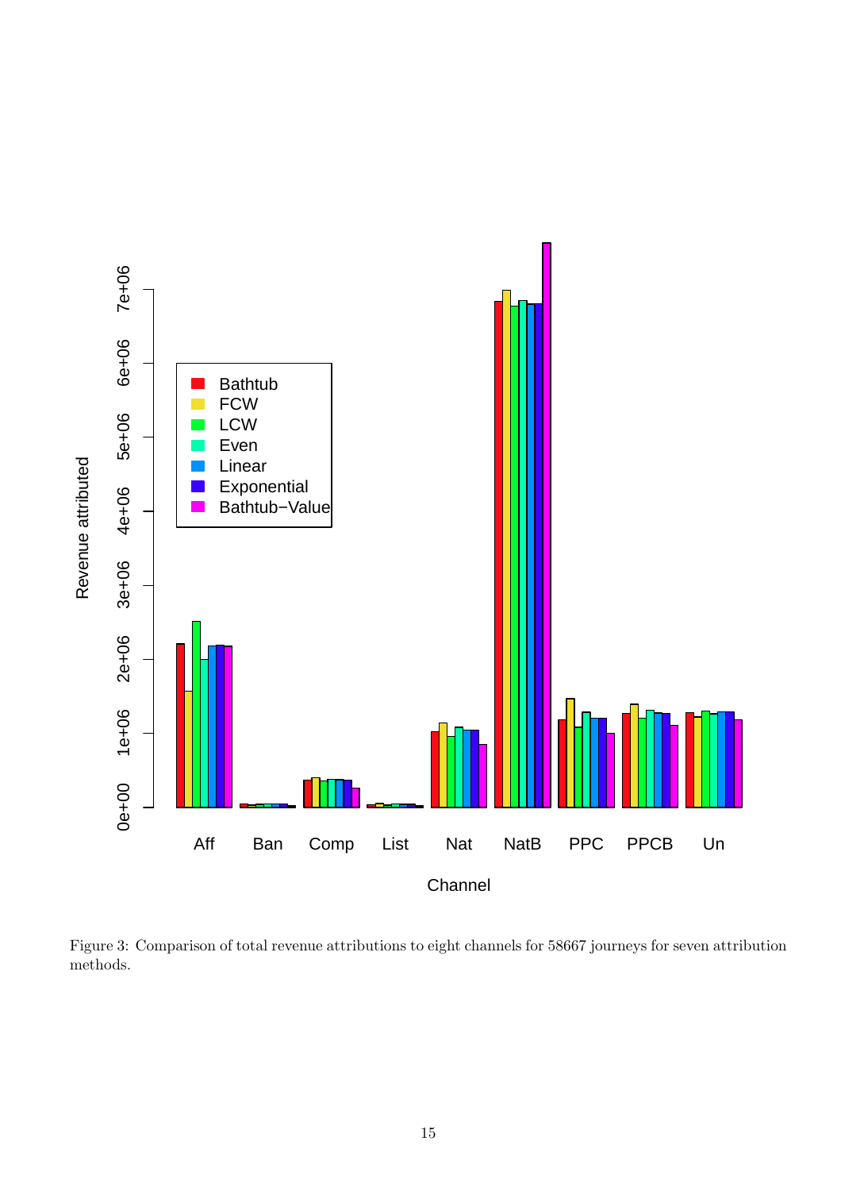Revenue attributed

0e+00
1e+06
2e+06
3e+06
4e+06
5e+06
6e+06
7e+06

Bathtub
FCW
LCW
Even
Linear
Exponential
Bathtub−Value

Aff
Ban
Comp
List
Nat
NatB
PPC
PPCB
Un

Channel

Figure 3: Comparison of total revenue attributions to eight channels for 58667 journeys for seven attribution methods.